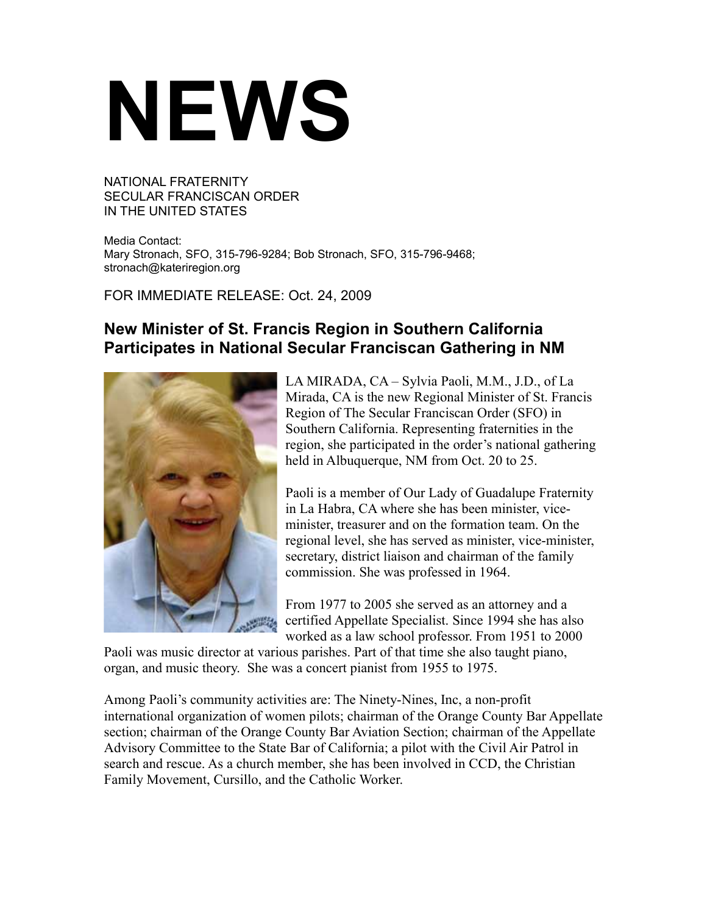# NEWS

NATIONAL FRATERNITY
SECULAR FRANCISCAN ORDER
IN THE UNITED STATES

Media Contact:
Mary Stronach, SFO, 315-796-9284; Bob Stronach, SFO, 315-796-9468;
stronach@kateriregion.org

FOR IMMEDIATE RELEASE: Oct. 24, 2009

## New Minister of St. Francis Region in Southern California Participates in National Secular Franciscan Gathering in NM

LA MIRADA, CA – Sylvia Paoli, M.M., J.D., of La Mirada, CA is the new Regional Minister of St. Francis Region of The Secular Franciscan Order (SFO) in Southern California. Representing fraternities in the region, she participated in the order's national gathering held in Albuquerque, NM from Oct. 20 to 25.

Paoli is a member of Our Lady of Guadalupe Fraternity in La Habra, CA where she has been minister, vice-minister, treasurer and on the formation team. On the regional level, she has served as minister, vice-minister, secretary, district liaison and chairman of the family commission. She was professed in 1964.

From 1977 to 2005 she served as an attorney and a certified Appellate Specialist. Since 1994 she has also worked as a law school professor. From 1951 to 2000 Paoli was music director at various parishes. Part of that time she also taught piano, organ, and music theory. She was a concert pianist from 1955 to 1975.

Among Paoli's community activities are: The Ninety-Nines, Inc, a non-profit international organization of women pilots; chairman of the Orange County Bar Appellate section; chairman of the Orange County Bar Aviation Section; chairman of the Appellate Advisory Committee to the State Bar of California; a pilot with the Civil Air Patrol in search and rescue. As a church member, she has been involved in CCD, the Christian Family Movement, Cursillo, and the Catholic Worker.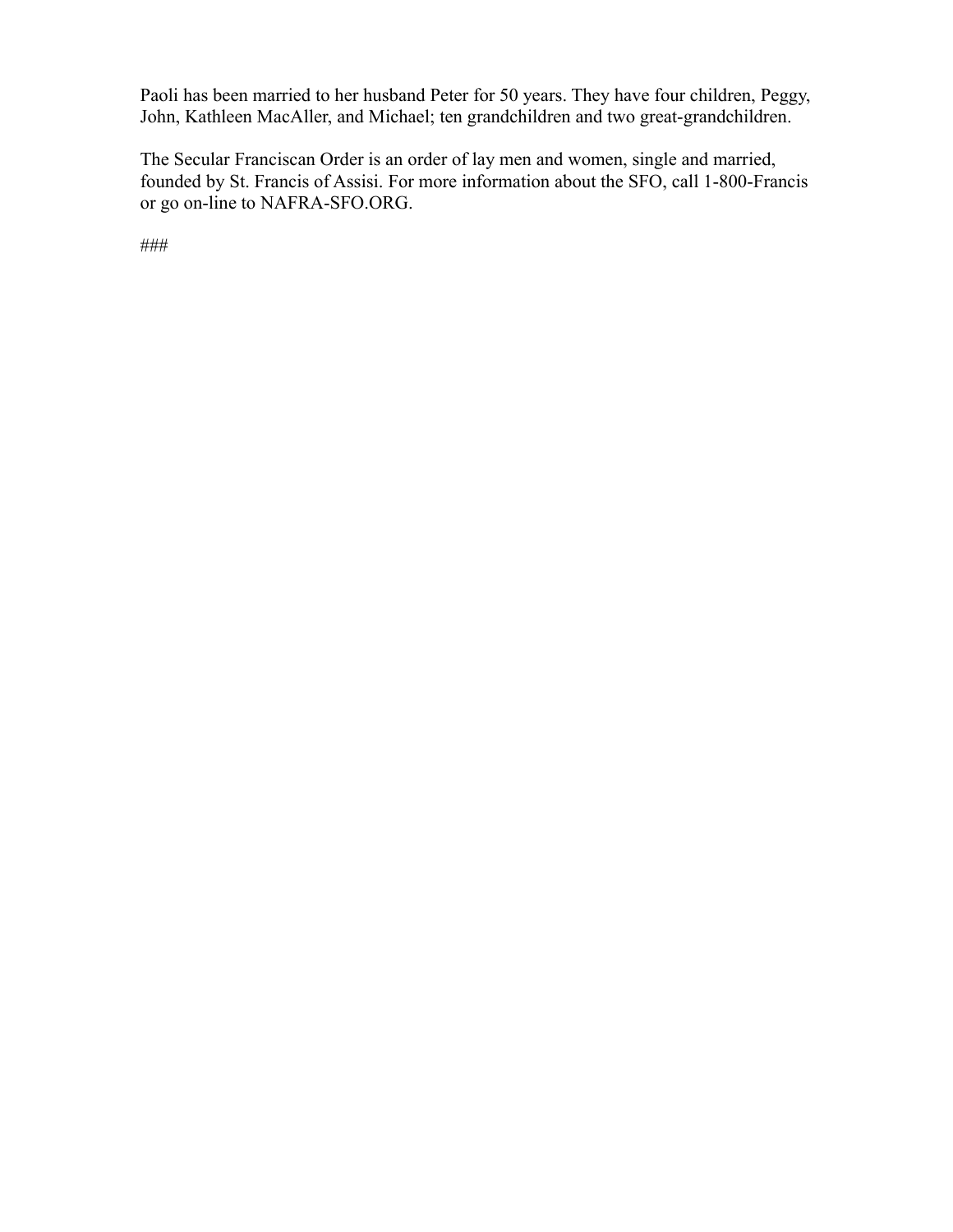Paoli has been married to her husband Peter for 50 years. They have four children, Peggy, John, Kathleen MacAller, and Michael; ten grandchildren and two great-grandchildren.

The Secular Franciscan Order is an order of lay men and women, single and married, founded by St. Francis of Assisi. For more information about the SFO, call 1-800-Francis or go on-line to NAFRA-SFO.ORG.

###